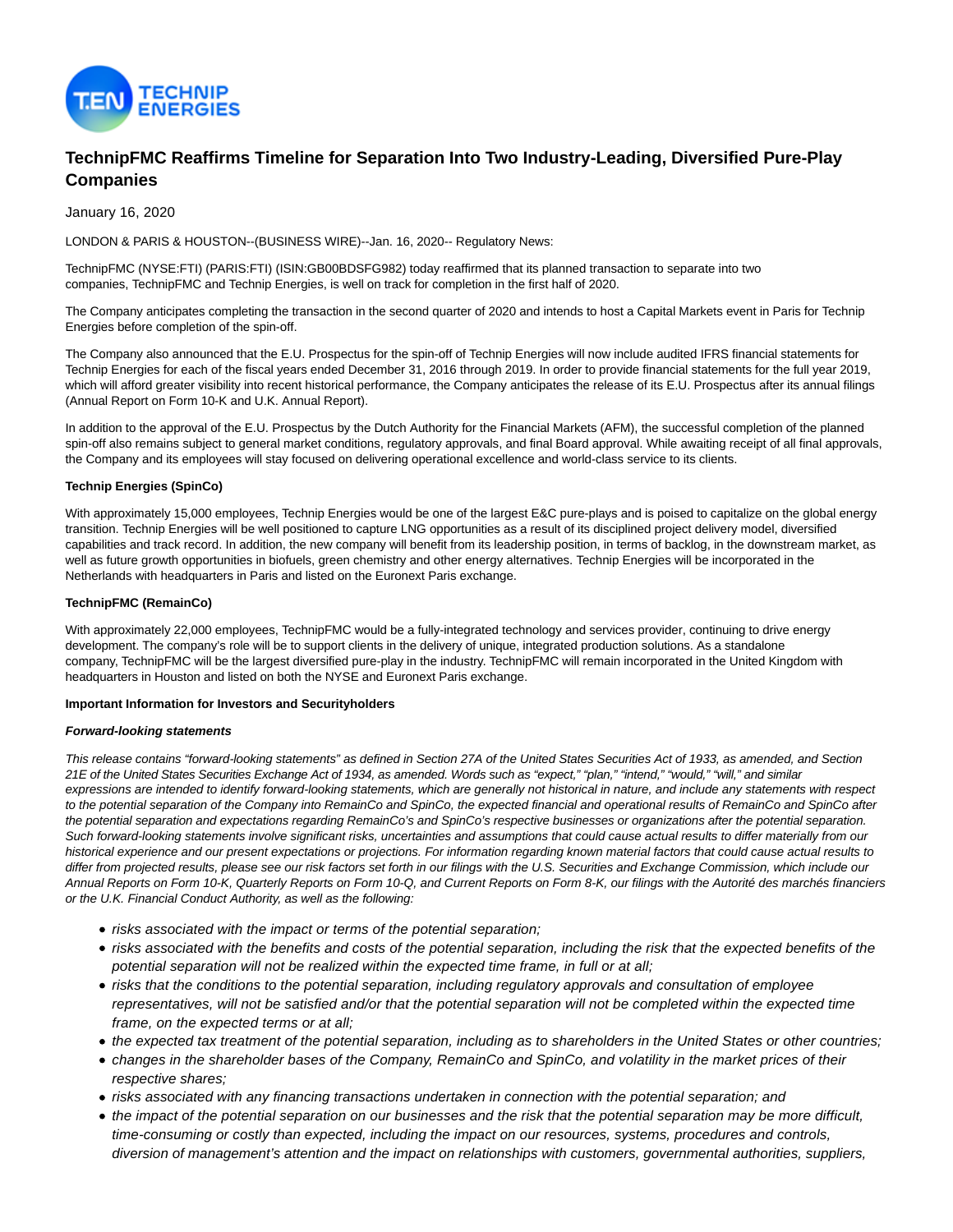# TechnipFMC Reaffirms Timeline for Separation Into Two Industry-Leading, Diversified Pure-Play Companies

January 16, 2020

LONDON & PARIS & HOUSTON--(BUSINESS WIRE)--Jan. 16, 2020-- Regulatory News:

TechnipFMC (NYSE:FTI) (PARIS:FTI) (ISIN:GB00BDSFG982) today reaffirmed that its planned transaction to separate into two companies, TechnipFMC and Technip Energies, is well on track for completion in the first half of 2020.

The Company anticipates completing the transaction in the second quarter of 2020 and intends to host a Capital Markets event in Paris for Technip Energies before completion of the spin-off.

The Company also announced that the E.U. Prospectus for the spin-off of Technip Energies will now include audited IFRS financial statements for Technip Energies for each of the fiscal years ended December 31, 2016 through 2019. In order to provide financial statements for the full year 2019, which will afford greater visibility into recent historical performance, the Company anticipates the release of its E.U. Prospectus after its annual filings (Annual Report on Form 10-K and U.K. Annual Report).

In addition to the approval of the E.U. Prospectus by the Dutch Authority for the Financial Markets (AFM), the successful completion of the planned spin-off also remains subject to general market conditions, regulatory approvals, and final Board approval. While awaiting receipt of all final approvals, the Company and its employees will stay focused on delivering operational excellence and world-class service to its clients.

**Technip Energies (SpinCo)**

With approximately 15,000 employees, Technip Energies would be one of the largest E&C pure-plays and is poised to capitalize on the global energy transition. Technip Energies will be well positioned to capture LNG opportunities as a result of its disciplined project delivery model, diversified capabilities and track record. In addition, the new company will benefit from its leadership position, in terms of backlog, in the downstream market, as well as future growth opportunities in biofuels, green chemistry and other energy alternatives. Technip Energies will be incorporated in the Netherlands with headquarters in Paris and listed on the Euronext Paris exchange.

**TechnipFMC (RemainCo)**

With approximately 22,000 employees, TechnipFMC would be a fully-integrated technology and services provider, continuing to drive energy development. The company's role will be to support clients in the delivery of unique, integrated production solutions. As a standalone company, TechnipFMC will be the largest diversified pure-play in the industry. TechnipFMC will remain incorporated in the United Kingdom with headquarters in Houston and listed on both the NYSE and Euronext Paris exchange.

**Important Information for Investors and Securityholders**

***Forward-looking statements***

*This release contains "forward-looking statements" as defined in Section 27A of the United States Securities Act of 1933, as amended, and Section 21E of the United States Securities Exchange Act of 1934, as amended. Words such as "expect," "plan," "intend," "would," "will," and similar expressions are intended to identify forward-looking statements, which are generally not historical in nature, and include any statements with respect to the potential separation of the Company into RemainCo and SpinCo, the expected financial and operational results of RemainCo and SpinCo after the potential separation and expectations regarding RemainCo's and SpinCo's respective businesses or organizations after the potential separation. Such forward-looking statements involve significant risks, uncertainties and assumptions that could cause actual results to differ materially from our historical experience and our present expectations or projections. For information regarding known material factors that could cause actual results to differ from projected results, please see our risk factors set forth in our filings with the U.S. Securities and Exchange Commission, which include our Annual Reports on Form 10-K, Quarterly Reports on Form 10-Q, and Current Reports on Form 8-K, our filings with the Autorité des marchés financiers or the U.K. Financial Conduct Authority, as well as the following:*

- *risks associated with the impact or terms of the potential separation;*
- *risks associated with the benefits and costs of the potential separation, including the risk that the expected benefits of the potential separation will not be realized within the expected time frame, in full or at all;*
- *risks that the conditions to the potential separation, including regulatory approvals and consultation of employee representatives, will not be satisfied and/or that the potential separation will not be completed within the expected time frame, on the expected terms or at all;*
- *the expected tax treatment of the potential separation, including as to shareholders in the United States or other countries;*
- *changes in the shareholder bases of the Company, RemainCo and SpinCo, and volatility in the market prices of their respective shares;*
- *risks associated with any financing transactions undertaken in connection with the potential separation; and*
- *the impact of the potential separation on our businesses and the risk that the potential separation may be more difficult, time-consuming or costly than expected, including the impact on our resources, systems, procedures and controls, diversion of management's attention and the impact on relationships with customers, governmental authorities, suppliers,*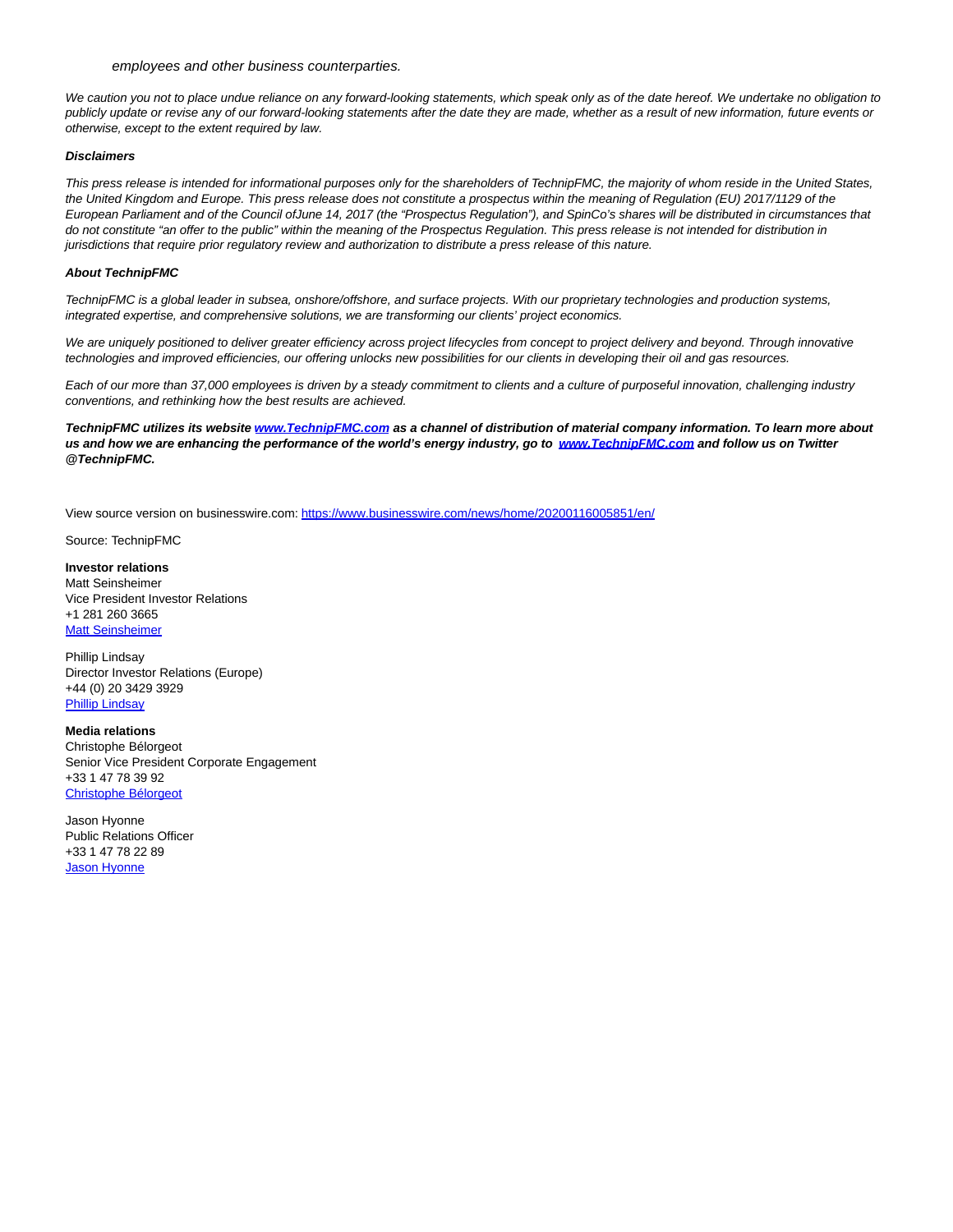*employees and other business counterparties.*

*We caution you not to place undue reliance on any forward-looking statements, which speak only as of the date hereof. We undertake no obligation to publicly update or revise any of our forward-looking statements after the date they are made, whether as a result of new information, future events or otherwise, except to the extent required by law.*

***Disclaimers***

*This press release is intended for informational purposes only for the shareholders of TechnipFMC, the majority of whom reside in the United States, the United Kingdom and Europe. This press release does not constitute a prospectus within the meaning of Regulation (EU) 2017/1129 of the European Parliament and of the Council ofJune 14, 2017 (the "Prospectus Regulation"), and SpinCo's shares will be distributed in circumstances that do not constitute "an offer to the public" within the meaning of the Prospectus Regulation. This press release is not intended for distribution in jurisdictions that require prior regulatory review and authorization to distribute a press release of this nature.*

***About TechnipFMC***

*TechnipFMC is a global leader in subsea, onshore/offshore, and surface projects. With our proprietary technologies and production systems, integrated expertise, and comprehensive solutions, we are transforming our clients' project economics.*

*We are uniquely positioned to deliver greater efficiency across project lifecycles from concept to project delivery and beyond. Through innovative technologies and improved efficiencies, our offering unlocks new possibilities for our clients in developing their oil and gas resources.*

*Each of our more than 37,000 employees is driven by a steady commitment to clients and a culture of purposeful innovation, challenging industry conventions, and rethinking how the best results are achieved.*

***TechnipFMC utilizes its website [www.TechnipFMC.com](http://www.TechnipFMC.com) as a channel of distribution of material company information. To learn more about us and how we are enhancing the performance of the world's energy industry, go to [www.TechnipFMC.com](http://www.TechnipFMC.com) and follow us on Twitter @TechnipFMC.***

View source version on businesswire.com: [https://www.businesswire.com/news/home/20200116005851/en/](https://www.businesswire.com/news/home/20200116005851/en/)

Source: TechnipFMC

**Investor relations**
Matt Seinsheimer
Vice President Investor Relations
+1 281 260 3665
Matt Seinsheimer

Phillip Lindsay
Director Investor Relations (Europe)
+44 (0) 20 3429 3929
Phillip Lindsay

**Media relations**
Christophe Bélorgeot
Senior Vice President Corporate Engagement
+33 1 47 78 39 92
Christophe Bélorgeot

Jason Hyonne
Public Relations Officer
+33 1 47 78 22 89
Jason Hyonne